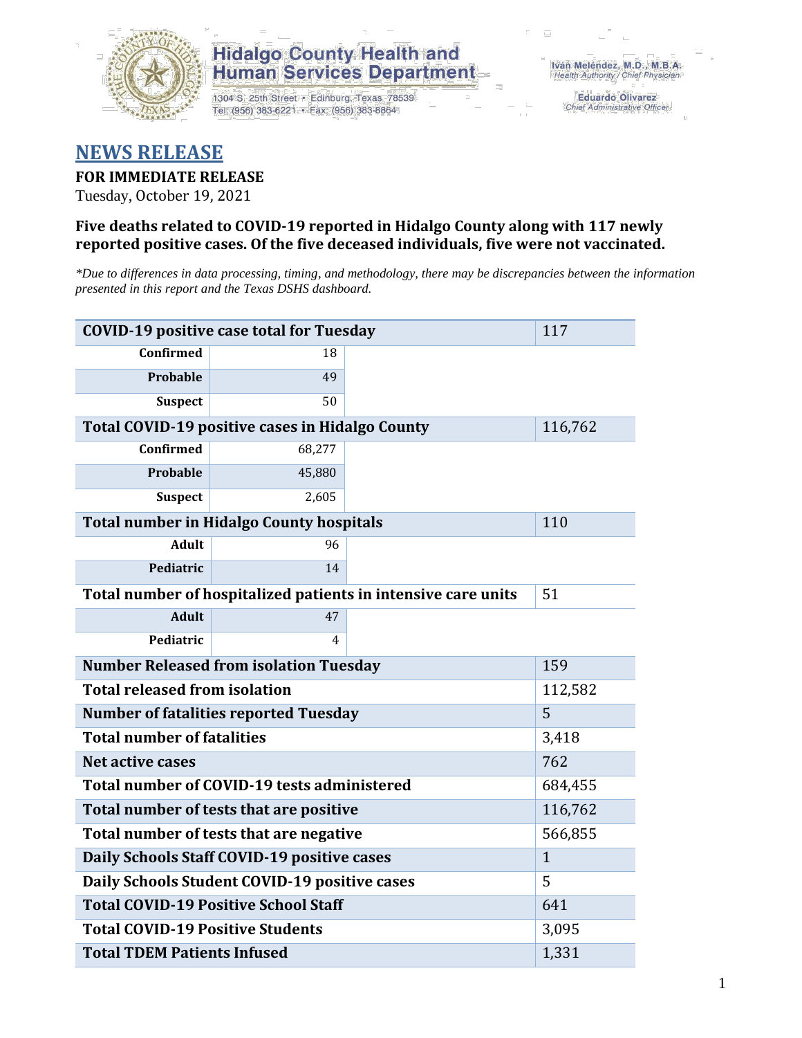Hidalgo County Health and Human Services Department

1304 S. 25th Street • Edinburg, Texas 78539
Tel: (956) 383-6221 • Fax: (956) 383-8864

Iván Meléndez, M.D., M.B.A.
Health Authority / Chief Physician

Eduardo Olivarez
Chief Administrative Officer

# NEWS RELEASE

**FOR IMMEDIATE RELEASE**

Tuesday, October 19, 2021

**Five deaths related to COVID-19 reported in Hidalgo County along with 117 newly reported positive cases. Of the five deceased individuals, five were not vaccinated.**

*\*Due to differences in data processing, timing, and methodology, there may be discrepancies between the information presented in this report and the Texas DSHS dashboard.*

| COVID-19 positive case total for Tuesday | | | 117 |
|---|---|---|---|
| Confirmed | 18 | | |
| Probable | 49 | | |
| Suspect | 50 | | |
| **Total COVID-19 positive cases in Hidalgo County** | | | 116,762 |
| Confirmed | 68,277 | | |
| Probable | 45,880 | | |
| Suspect | 2,605 | | |
| **Total number in Hidalgo County hospitals** | | | 110 |
| Adult | 96 | | |
| Pediatric | 14 | | |
| **Total number of hospitalized patients in intensive care units** | | | 51 |
| Adult | 47 | | |
| Pediatric | 4 | | |
| **Number Released from isolation Tuesday** | | | 159 |
| **Total released from isolation** | | | 112,582 |
| **Number of fatalities reported Tuesday** | | | 5 |
| **Total number of fatalities** | | | 3,418 |
| **Net active cases** | | | 762 |
| **Total number of COVID-19 tests administered** | | | 684,455 |
| **Total number of tests that are positive** | | | 116,762 |
| **Total number of tests that are negative** | | | 566,855 |
| **Daily Schools Staff COVID-19 positive cases** | | | 1 |
| **Daily Schools Student COVID-19 positive cases** | | | 5 |
| **Total COVID-19 Positive School Staff** | | | 641 |
| **Total COVID-19 Positive Students** | | | 3,095 |
| **Total TDEM Patients Infused** | | | 1,331 |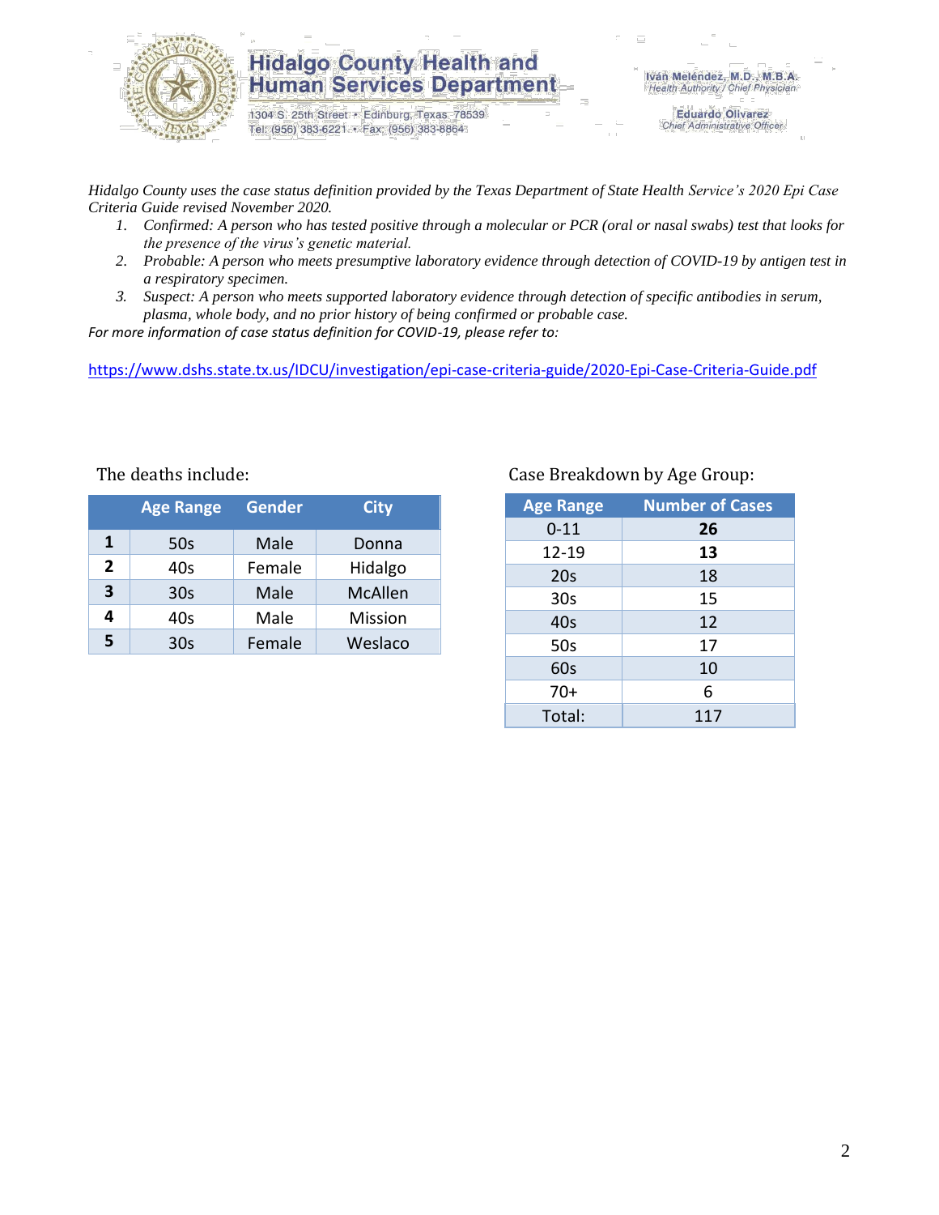*Hidalgo County uses the case status definition provided by the Texas Department of State Health Service's 2020 Epi Case Criteria Guide revised November 2020.*

1. *Confirmed: A person who has tested positive through a molecular or PCR (oral or nasal swabs) test that looks for the presence of the virus's genetic material.*
2. *Probable: A person who meets presumptive laboratory evidence through detection of COVID-19 by antigen test in a respiratory specimen.*
3. *Suspect: A person who meets supported laboratory evidence through detection of specific antibodies in serum, plasma, whole body, and no prior history of being confirmed or probable case.*

*For more information of case status definition for COVID-19, please refer to:*

https://www.dshs.state.tx.us/IDCU/investigation/epi-case-criteria-guide/2020-Epi-Case-Criteria-Guide.pdf

The deaths include:

| | Age Range | Gender | City |
|---|---|---|---|
| **1** | 50s | Male | Donna |
| **2** | 40s | Female | Hidalgo |
| **3** | 30s | Male | McAllen |
| **4** | 40s | Male | Mission |
| **5** | 30s | Female | Weslaco |

Case Breakdown by Age Group:

| Age Range | Number of Cases |
|---|---|
| 0-11 | **26** |
| 12-19 | **13** |
| 20s | 18 |
| 30s | 15 |
| 40s | 12 |
| 50s | 17 |
| 60s | 10 |
| 70+ | 6 |
| Total: | 117 |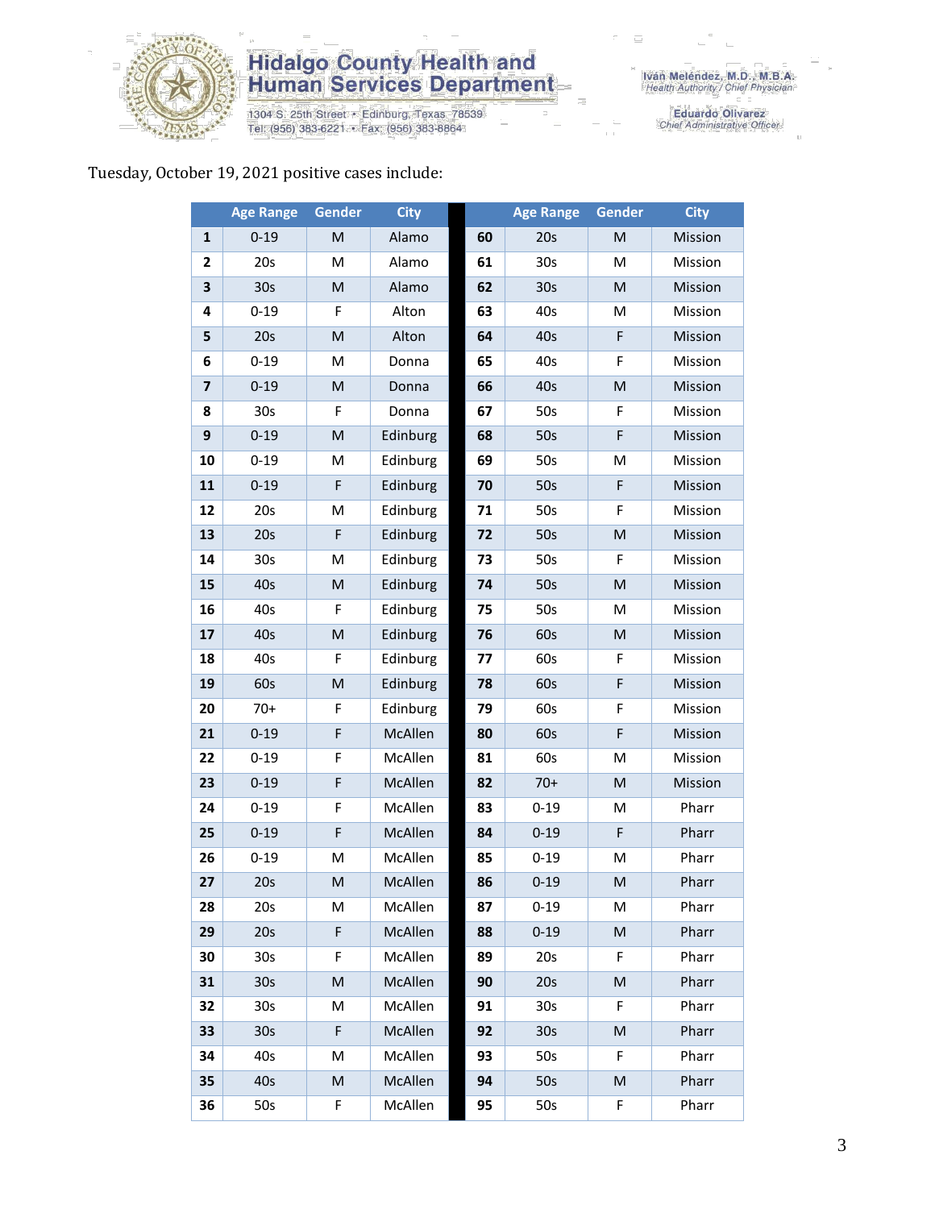Tuesday, October 19, 2021 positive cases include:

| | Age Range | Gender | City | | Age Range | Gender | City |
|---|---|---|---|---|---|---|---|
| **1** | 0-19 | M | Alamo | **60** | 20s | M | Mission |
| **2** | 20s | M | Alamo | **61** | 30s | M | Mission |
| **3** | 30s | M | Alamo | **62** | 30s | M | Mission |
| **4** | 0-19 | F | Alton | **63** | 40s | M | Mission |
| **5** | 20s | M | Alton | **64** | 40s | F | Mission |
| **6** | 0-19 | M | Donna | **65** | 40s | F | Mission |
| **7** | 0-19 | M | Donna | **66** | 40s | M | Mission |
| **8** | 30s | F | Donna | **67** | 50s | F | Mission |
| **9** | 0-19 | M | Edinburg | **68** | 50s | F | Mission |
| **10** | 0-19 | M | Edinburg | **69** | 50s | M | Mission |
| **11** | 0-19 | F | Edinburg | **70** | 50s | F | Mission |
| **12** | 20s | M | Edinburg | **71** | 50s | F | Mission |
| **13** | 20s | F | Edinburg | **72** | 50s | M | Mission |
| **14** | 30s | M | Edinburg | **73** | 50s | F | Mission |
| **15** | 40s | M | Edinburg | **74** | 50s | M | Mission |
| **16** | 40s | F | Edinburg | **75** | 50s | M | Mission |
| **17** | 40s | M | Edinburg | **76** | 60s | M | Mission |
| **18** | 40s | F | Edinburg | **77** | 60s | F | Mission |
| **19** | 60s | M | Edinburg | **78** | 60s | F | Mission |
| **20** | 70+ | F | Edinburg | **79** | 60s | F | Mission |
| **21** | 0-19 | F | McAllen | **80** | 60s | F | Mission |
| **22** | 0-19 | F | McAllen | **81** | 60s | M | Mission |
| **23** | 0-19 | F | McAllen | **82** | 70+ | M | Mission |
| **24** | 0-19 | F | McAllen | **83** | 0-19 | M | Pharr |
| **25** | 0-19 | F | McAllen | **84** | 0-19 | F | Pharr |
| **26** | 0-19 | M | McAllen | **85** | 0-19 | M | Pharr |
| **27** | 20s | M | McAllen | **86** | 0-19 | M | Pharr |
| **28** | 20s | M | McAllen | **87** | 0-19 | M | Pharr |
| **29** | 20s | F | McAllen | **88** | 0-19 | M | Pharr |
| **30** | 30s | F | McAllen | **89** | 20s | F | Pharr |
| **31** | 30s | M | McAllen | **90** | 20s | M | Pharr |
| **32** | 30s | M | McAllen | **91** | 30s | F | Pharr |
| **33** | 30s | F | McAllen | **92** | 30s | M | Pharr |
| **34** | 40s | M | McAllen | **93** | 50s | F | Pharr |
| **35** | 40s | M | McAllen | **94** | 50s | M | Pharr |
| **36** | 50s | F | McAllen | **95** | 50s | F | Pharr |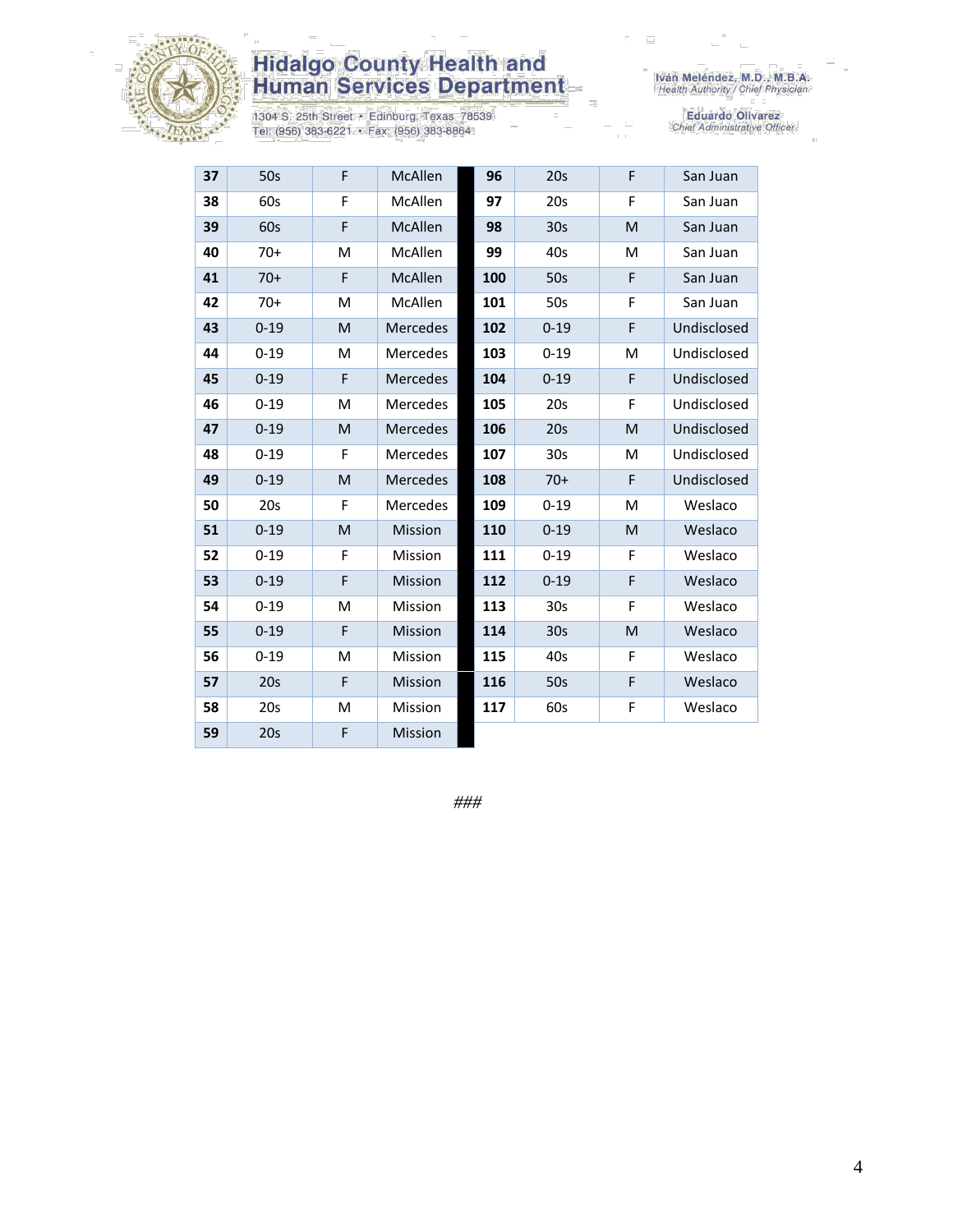| | | | | | | | |
|---|---|---|---|---|---|---|---|
| **37** | 50s | F | McAllen | **96** | 20s | F | San Juan |
| **38** | 60s | F | McAllen | **97** | 20s | F | San Juan |
| **39** | 60s | F | McAllen | **98** | 30s | M | San Juan |
| **40** | 70+ | M | McAllen | **99** | 40s | M | San Juan |
| **41** | 70+ | F | McAllen | **100** | 50s | F | San Juan |
| **42** | 70+ | M | McAllen | **101** | 50s | F | San Juan |
| **43** | 0-19 | M | Mercedes | **102** | 0-19 | F | Undisclosed |
| **44** | 0-19 | M | Mercedes | **103** | 0-19 | M | Undisclosed |
| **45** | 0-19 | F | Mercedes | **104** | 0-19 | F | Undisclosed |
| **46** | 0-19 | M | Mercedes | **105** | 20s | F | Undisclosed |
| **47** | 0-19 | M | Mercedes | **106** | 20s | M | Undisclosed |
| **48** | 0-19 | F | Mercedes | **107** | 30s | M | Undisclosed |
| **49** | 0-19 | M | Mercedes | **108** | 70+ | F | Undisclosed |
| **50** | 20s | F | Mercedes | **109** | 0-19 | M | Weslaco |
| **51** | 0-19 | M | Mission | **110** | 0-19 | M | Weslaco |
| **52** | 0-19 | F | Mission | **111** | 0-19 | F | Weslaco |
| **53** | 0-19 | F | Mission | **112** | 0-19 | F | Weslaco |
| **54** | 0-19 | M | Mission | **113** | 30s | F | Weslaco |
| **55** | 0-19 | F | Mission | **114** | 30s | M | Weslaco |
| **56** | 0-19 | M | Mission | **115** | 40s | F | Weslaco |
| **57** | 20s | F | Mission | **116** | 50s | F | Weslaco |
| **58** | 20s | M | Mission | **117** | 60s | F | Weslaco |
| **59** | 20s | F | Mission | | | | |

###